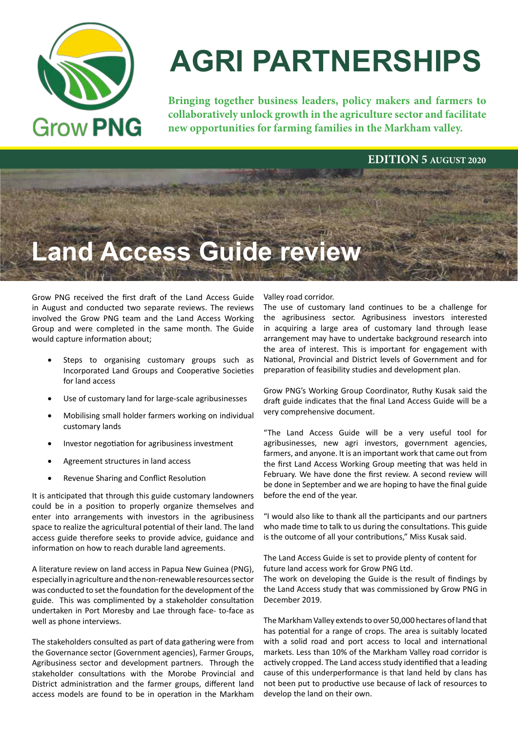# AGRI PARTNERSHIPS

Grow PNG

**Bringing together business leaders, policy makers and farmers to collaboratively unlock growth in the agriculture sector and facilitate new opportunities for farming families in the Markham valley.**

**EDITION 5 AUGUST 2020**

## Land Access Guide review

Grow PNG received the first draft of the Land Access Guide in August and conducted two separate reviews. The reviews involved the Grow PNG team and the Land Access Working Group and were completed in the same month. The Guide would capture information about;

- Steps to organising customary groups such as Incorporated Land Groups and Cooperative Societies for land access
- Use of customary land for large-scale agribusinesses
- Mobilising small holder farmers working on individual customary lands
- Investor negotiation for agribusiness investment
- Agreement structures in land access
- Revenue Sharing and Conflict Resolution

It is anticipated that through this guide customary landowners could be in a position to properly organize themselves and enter into arrangements with investors in the agribusiness space to realize the agricultural potential of their land. The land access guide therefore seeks to provide advice, guidance and information on how to reach durable land agreements.

A literature review on land access in Papua New Guinea (PNG), especially in agriculture and the non-renewable resources sector was conducted to set the foundation for the development of the guide. This was complimented by a stakeholder consultation undertaken in Port Moresby and Lae through face- to-face as well as phone interviews.

The stakeholders consulted as part of data gathering were from the Governance sector (Government agencies), Farmer Groups, Agribusiness sector and development partners. Through the stakeholder consultations with the Morobe Provincial and District administration and the farmer groups, different land access models are found to be in operation in the Markham Valley road corridor.

The use of customary land continues to be a challenge for the agribusiness sector. Agribusiness investors interested in acquiring a large area of customary land through lease arrangement may have to undertake background research into the area of interest. This is important for engagement with National, Provincial and District levels of Government and for preparation of feasibility studies and development plan.

Grow PNG's Working Group Coordinator, Ruthy Kusak said the draft guide indicates that the final Land Access Guide will be a very comprehensive document.

"The Land Access Guide will be a very useful tool for agribusinesses, new agri investors, government agencies, farmers, and anyone. It is an important work that came out from the first Land Access Working Group meeting that was held in February. We have done the first review. A second review will be done in September and we are hoping to have the final guide before the end of the year.

"I would also like to thank all the participants and our partners who made time to talk to us during the consultations. This guide is the outcome of all your contributions," Miss Kusak said.

The Land Access Guide is set to provide plenty of content for future land access work for Grow PNG Ltd.
The work on developing the Guide is the result of findings by the Land Access study that was commissioned by Grow PNG in December 2019.

The Markham Valley extends to over 50,000 hectares of land that has potential for a range of crops. The area is suitably located with a solid road and port access to local and international markets. Less than 10% of the Markham Valley road corridor is actively cropped. The Land access study identified that a leading cause of this underperformance is that land held by clans has not been put to productive use because of lack of resources to develop the land on their own.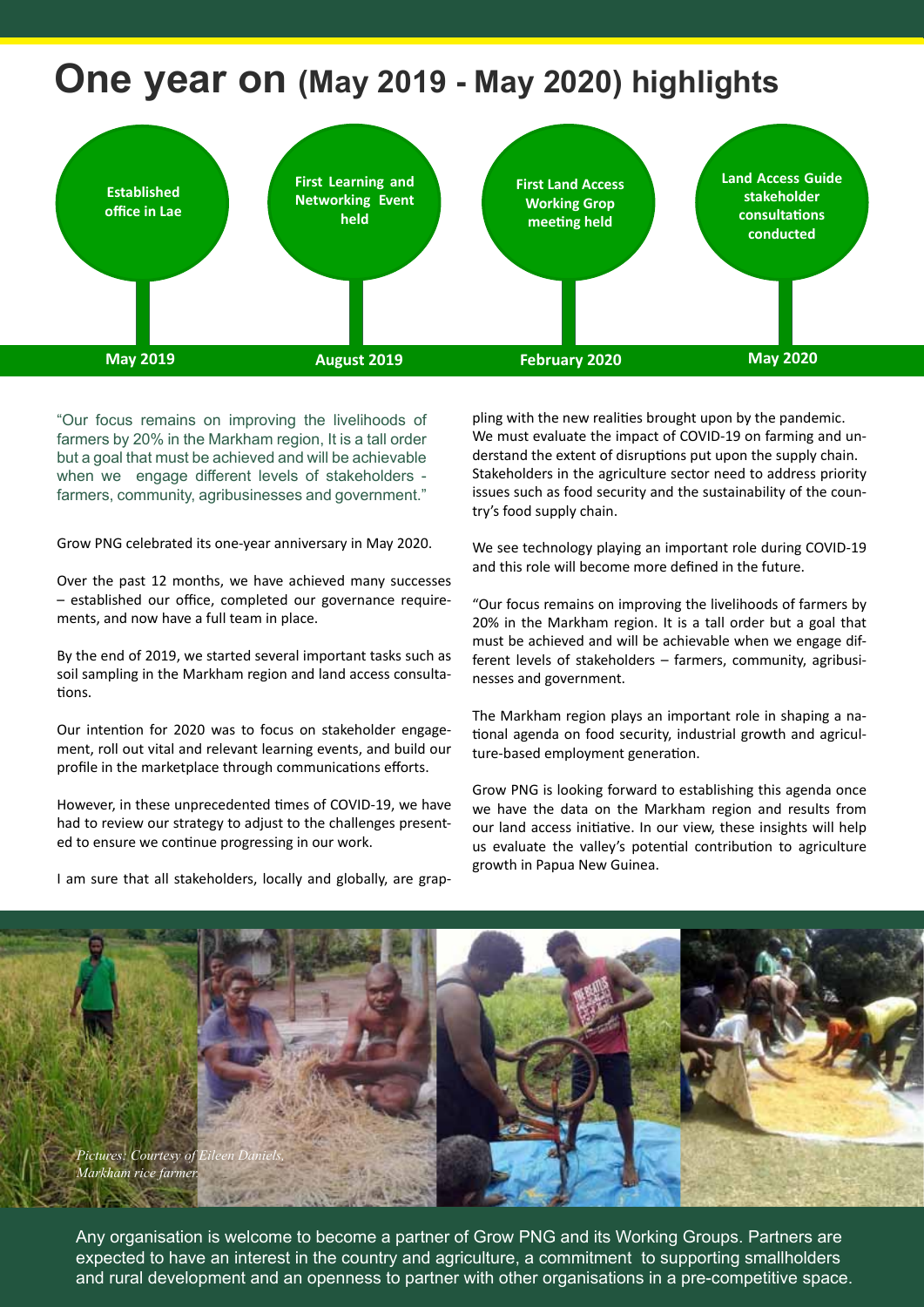# One year on (May 2019 - May 2020) highlights

- **May 2019** – Established office in Lae
- **August 2019** – First Learning and Networking Event held
- **February 2020** – First Land Access Working Grop meeting held
- **May 2020** – Land Access Guide stakeholder consultations conducted

"Our focus remains on improving the livelihoods of farmers by 20% in the Markham region, It is a tall order but a goal that must be achieved and will be achievable when we engage different levels of stakeholders - farmers, community, agribusinesses and government."

Grow PNG celebrated its one-year anniversary in May 2020.

Over the past 12 months, we have achieved many successes – established our office, completed our governance requirements, and now have a full team in place.

By the end of 2019, we started several important tasks such as soil sampling in the Markham region and land access consultations.

Our intention for 2020 was to focus on stakeholder engagement, roll out vital and relevant learning events, and build our profile in the marketplace through communications efforts.

However, in these unprecedented times of COVID-19, we have had to review our strategy to adjust to the challenges presented to ensure we continue progressing in our work.

I am sure that all stakeholders, locally and globally, are grappling with the new realities brought upon by the pandemic. We must evaluate the impact of COVID-19 on farming and understand the extent of disruptions put upon the supply chain. Stakeholders in the agriculture sector need to address priority issues such as food security and the sustainability of the country's food supply chain.

We see technology playing an important role during COVID-19 and this role will become more defined in the future.

"Our focus remains on improving the livelihoods of farmers by 20% in the Markham region. It is a tall order but a goal that must be achieved and will be achievable when we engage different levels of stakeholders – farmers, community, agribusinesses and government.

The Markham region plays an important role in shaping a national agenda on food security, industrial growth and agriculture-based employment generation.

Grow PNG is looking forward to establishing this agenda once we have the data on the Markham region and results from our land access initiative. In our view, these insights will help us evaluate the valley's potential contribution to agriculture growth in Papua New Guinea.

*Pictures: Courtesy of Eileen Daniels, Markham rice farmer.*

Any organisation is welcome to become a partner of Grow PNG and its Working Groups. Partners are expected to have an interest in the country and agriculture, a commitment to supporting smallholders and rural development and an openness to partner with other organisations in a pre-competitive space.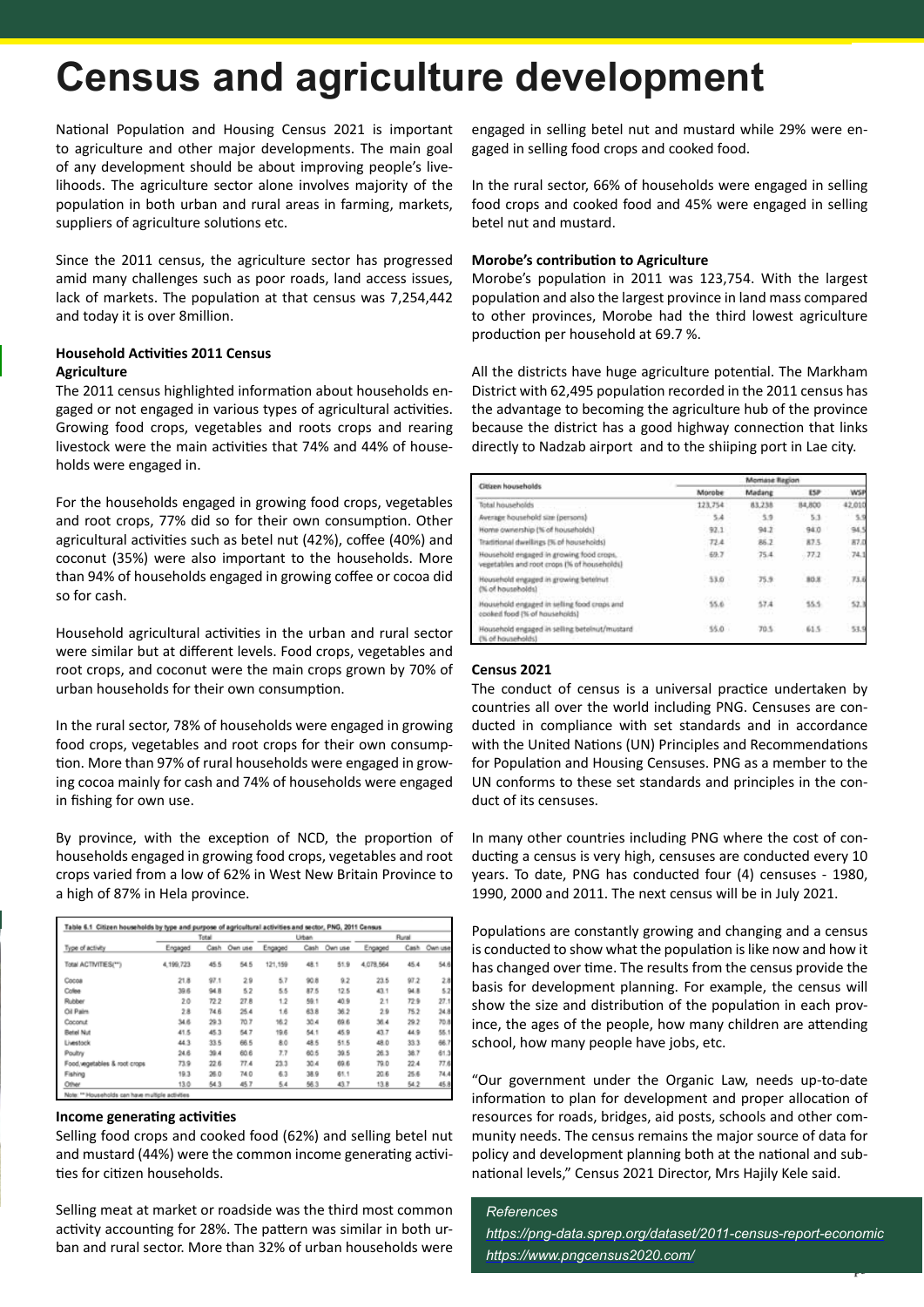# Census and agriculture development

National Population and Housing Census 2021 is important to agriculture and other major developments. The main goal of any development should be about improving people's livelihoods. The agriculture sector alone involves majority of the population in both urban and rural areas in farming, markets, suppliers of agriculture solutions etc.

Since the 2011 census, the agriculture sector has progressed amid many challenges such as poor roads, land access issues, lack of markets. The population at that census was 7,254,442 and today it is over 8million.

**Household Activities 2011 Census**

**Agriculture**

The 2011 census highlighted information about households engaged or not engaged in various types of agricultural activities. Growing food crops, vegetables and roots crops and rearing livestock were the main activities that 74% and 44% of households were engaged in.

For the households engaged in growing food crops, vegetables and root crops, 77% did so for their own consumption. Other agricultural activities such as betel nut (42%), coffee (40%) and coconut (35%) were also important to the households. More than 94% of households engaged in growing coffee or cocoa did so for cash.

Household agricultural activities in the urban and rural sector were similar but at different levels. Food crops, vegetables and root crops, and coconut were the main crops grown by 70% of urban households for their own consumption.

In the rural sector, 78% of households were engaged in growing food crops, vegetables and root crops for their own consumption. More than 97% of rural households were engaged in growing cocoa mainly for cash and 74% of households were engaged in fishing for own use.

By province, with the exception of NCD, the proportion of households engaged in growing food crops, vegetables and root crops varied from a low of 62% in West New Britain Province to a high of 87% in Hela province.

Table 6.1 Citizen households by type and purpose of agricultural activities and sector, PNG, 2011 Census

| Type of activity | Total | | | Urban | | | Rural | | |
|---|---|---|---|---|---|---|---|---|---|
| | Engaged | Cash | Own use | Engaged | Cash | Own use | Engaged | Cash | Own use |
| Total ACTIVITIES(**) | 4,199,723 | 45.5 | 54.5 | 121,159 | 48.1 | 51.9 | 4,078,564 | 45.4 | 54.6 |
| Cocoa | 21.8 | 97.1 | 2.9 | 5.7 | 90.8 | 9.2 | 23.5 | 97.2 | 2.8 |
| Coffee | 39.6 | 94.8 | 5.2 | 5.5 | 87.5 | 12.5 | 43.1 | 94.8 | 5.2 |
| Rubber | 2.0 | 72.2 | 27.8 | 1.2 | 59.1 | 40.9 | 2.1 | 72.9 | 27.1 |
| Oil Palm | 2.8 | 74.6 | 25.4 | 1.6 | 63.8 | 36.2 | 2.9 | 75.2 | 24.8 |
| Coconut | 34.6 | 29.3 | 70.7 | 16.2 | 30.4 | 69.6 | 36.4 | 29.2 | 70.8 |
| Betel Nut | 41.5 | 45.3 | 54.7 | 19.6 | 54.1 | 45.9 | 43.7 | 44.9 | 55.1 |
| Livestock | 44.3 | 33.5 | 66.5 | 8.0 | 48.5 | 51.5 | 48.0 | 33.3 | 66.7 |
| Poultry | 24.6 | 39.4 | 60.6 | 7.7 | 60.5 | 39.5 | 26.3 | 38.7 | 61.3 |
| Food, vegetables & root crops | 73.9 | 22.6 | 77.4 | 23.3 | 30.4 | 69.6 | 79.0 | 22.4 | 77.6 |
| Fishing | 19.3 | 26.0 | 74.0 | 6.3 | 38.9 | 61.1 | 20.6 | 25.6 | 74.4 |
| Other | 13.0 | 54.3 | 45.7 | 5.4 | 56.3 | 43.7 | 13.8 | 54.2 | 45.8 |

Note: ** Households can have multiple activities

**Income generating activities**

Selling food crops and cooked food (62%) and selling betel nut and mustard (44%) were the common income generating activities for citizen households.

Selling meat at market or roadside was the third most common activity accounting for 28%. The pattern was similar in both urban and rural sector. More than 32% of urban households were engaged in selling betel nut and mustard while 29% were engaged in selling food crops and cooked food.

In the rural sector, 66% of households were engaged in selling food crops and cooked food and 45% were engaged in selling betel nut and mustard.

**Morobe's contribution to Agriculture**

Morobe's population in 2011 was 123,754. With the largest population and also the largest province in land mass compared to other provinces, Morobe had the third lowest agriculture production per household at 69.7 %.

All the districts have huge agriculture potential. The Markham District with 62,495 population recorded in the 2011 census has the advantage to becoming the agriculture hub of the province because the district has a good highway connection that links directly to Nadzab airport and to the shiiping port in Lae city.

| Citizen households | Momase Region | | | |
|---|---|---|---|---|
| | Morobe | Madang | ESP | WSP |
| Total households | 123,754 | 83,238 | 84,800 | 42,010 |
| Average household size (persons) | 5.4 | 5.9 | 5.3 | 5.9 |
| Home ownership (% of households) | 92.1 | 94.2 | 94.0 | 94.5 |
| Traditional dwellings (% of households) | 72.4 | 86.2 | 87.5 | 87.0 |
| Household engaged in growing food crops, vegetables and root crops (% of households) | 69.7 | 75.4 | 77.2 | 74.1 |
| Household engaged in growing betelnut (% of households) | 53.0 | 75.9 | 80.8 | 73.6 |
| Household engaged in selling food crops and cooked food (% of households) | 55.6 | 57.4 | 55.5 | 52.3 |
| Household engaged in selling betelnut/mustard (% of households) | 55.0 | 70.5 | 61.5 | 53.9 |

**Census 2021**

The conduct of census is a universal practice undertaken by countries all over the world including PNG. Censuses are conducted in compliance with set standards and in accordance with the United Nations (UN) Principles and Recommendations for Population and Housing Censuses. PNG as a member to the UN conforms to these set standards and principles in the conduct of its censuses.

In many other countries including PNG where the cost of conducting a census is very high, censuses are conducted every 10 years. To date, PNG has conducted four (4) censuses - 1980, 1990, 2000 and 2011. The next census will be in July 2021.

Populations are constantly growing and changing and a census is conducted to show what the population is like now and how it has changed over time. The results from the census provide the basis for development planning. For example, the census will show the size and distribution of the population in each province, the ages of the people, how many children are attending school, how many people have jobs, etc.

"Our government under the Organic Law, needs up-to-date information to plan for development and proper allocation of resources for roads, bridges, aid posts, schools and other community needs. The census remains the major source of data for policy and development planning both at the national and subnational levels," Census 2021 Director, Mrs Hajily Kele said.

*References*

*https://png-data.sprep.org/dataset/2011-census-report-economic*

*https://www.pngcensus2020.com/*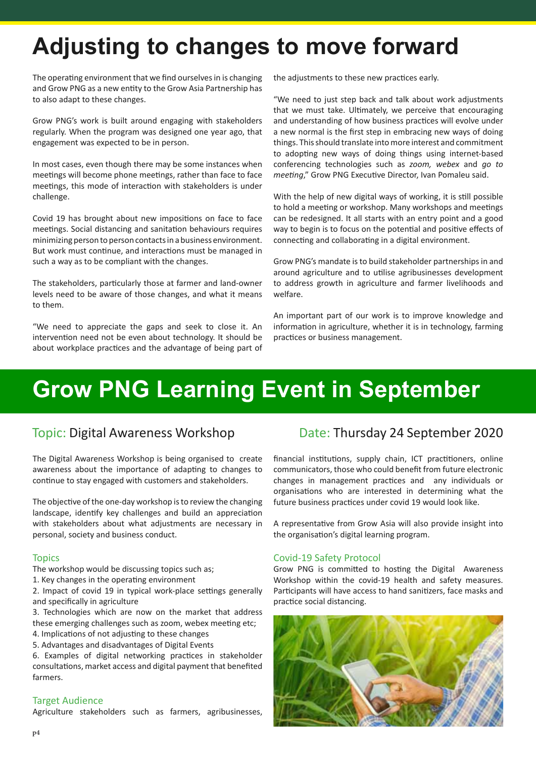# Adjusting to changes to move forward

The operating environment that we find ourselves in is changing and Grow PNG as a new entity to the Grow Asia Partnership has to also adapt to these changes.

Grow PNG's work is built around engaging with stakeholders regularly. When the program was designed one year ago, that engagement was expected to be in person.

In most cases, even though there may be some instances when meetings will become phone meetings, rather than face to face meetings, this mode of interaction with stakeholders is under challenge.

Covid 19 has brought about new impositions on face to face meetings. Social distancing and sanitation behaviours requires minimizing person to person contacts in a business environment. But work must continue, and interactions must be managed in such a way as to be compliant with the changes.

The stakeholders, particularly those at farmer and land-owner levels need to be aware of those changes, and what it means to them.

"We need to appreciate the gaps and seek to close it. An intervention need not be even about technology. It should be about workplace practices and the advantage of being part of the adjustments to these new practices early.

"We need to just step back and talk about work adjustments that we must take. Ultimately, we perceive that encouraging and understanding of how business practices will evolve under a new normal is the first step in embracing new ways of doing things. This should translate into more interest and commitment to adopting new ways of doing things using internet-based conferencing technologies such as *zoom, webex* and *go to meeting*," Grow PNG Executive Director, Ivan Pomaleu said.

With the help of new digital ways of working, it is still possible to hold a meeting or workshop. Many workshops and meetings can be redesigned. It all starts with an entry point and a good way to begin is to focus on the potential and positive effects of connecting and collaborating in a digital environment.

Grow PNG's mandate is to build stakeholder partnerships in and around agriculture and to utilise agribusinesses development to address growth in agriculture and farmer livelihoods and welfare.

An important part of our work is to improve knowledge and information in agriculture, whether it is in technology, farming practices or business management.

# Grow PNG Learning Event in September

## Topic: Digital Awareness Workshop

## Date: Thursday 24 September 2020

The Digital Awareness Workshop is being organised to create awareness about the importance of adapting to changes to continue to stay engaged with customers and stakeholders.

The objective of the one-day workshop is to review the changing landscape, identify key challenges and build an appreciation with stakeholders about what adjustments are necessary in personal, society and business conduct.

### Topics

The workshop would be discussing topics such as;

1. Key changes in the operating environment
2. Impact of covid 19 in typical work-place settings generally and specifically in agriculture
3. Technologies which are now on the market that address these emerging challenges such as zoom, webex meeting etc;
4. Implications of not adjusting to these changes
5. Advantages and disadvantages of Digital Events
6. Examples of digital networking practices in stakeholder consultations, market access and digital payment that benefited farmers.

### Target Audience

Agriculture stakeholders such as farmers, agribusinesses, financial institutions, supply chain, ICT practitioners, online communicators, those who could benefit from future electronic changes in management practices and any individuals or organisations who are interested in determining what the future business practices under covid 19 would look like.

A representative from Grow Asia will also provide insight into the organisation's digital learning program.

### Covid-19 Safety Protocol

Grow PNG is committed to hosting the Digital Awareness Workshop within the covid-19 health and safety measures. Participants will have access to hand sanitizers, face masks and practice social distancing.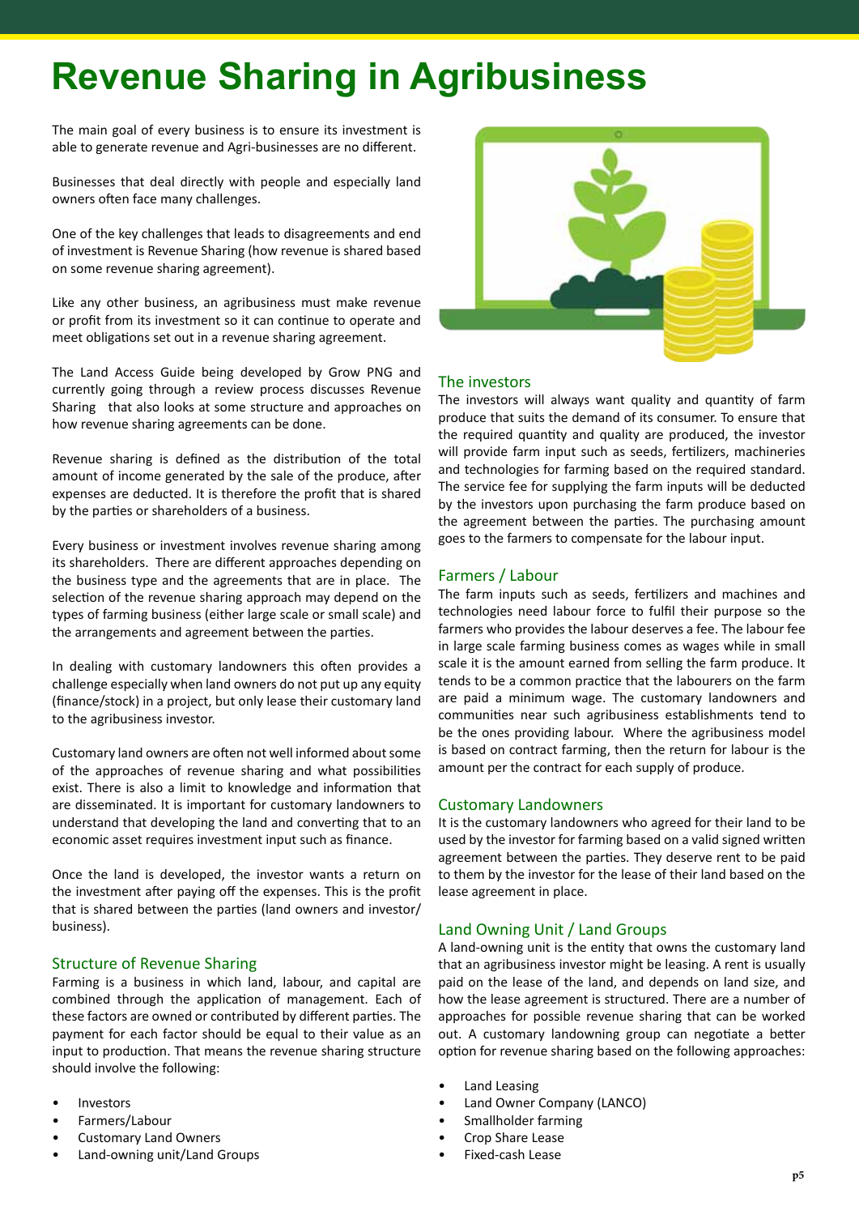# Revenue Sharing in Agribusiness

The main goal of every business is to ensure its investment is able to generate revenue and Agri-businesses are no different.

Businesses that deal directly with people and especially land owners often face many challenges.

One of the key challenges that leads to disagreements and end of investment is Revenue Sharing (how revenue is shared based on some revenue sharing agreement).

Like any other business, an agribusiness must make revenue or profit from its investment so it can continue to operate and meet obligations set out in a revenue sharing agreement.

The Land Access Guide being developed by Grow PNG and currently going through a review process discusses Revenue Sharing that also looks at some structure and approaches on how revenue sharing agreements can be done.

Revenue sharing is defined as the distribution of the total amount of income generated by the sale of the produce, after expenses are deducted. It is therefore the profit that is shared by the parties or shareholders of a business.

Every business or investment involves revenue sharing among its shareholders. There are different approaches depending on the business type and the agreements that are in place. The selection of the revenue sharing approach may depend on the types of farming business (either large scale or small scale) and the arrangements and agreement between the parties.

In dealing with customary landowners this often provides a challenge especially when land owners do not put up any equity (finance/stock) in a project, but only lease their customary land to the agribusiness investor.

Customary land owners are often not well informed about some of the approaches of revenue sharing and what possibilities exist. There is also a limit to knowledge and information that are disseminated. It is important for customary landowners to understand that developing the land and converting that to an economic asset requires investment input such as finance.

Once the land is developed, the investor wants a return on the investment after paying off the expenses. This is the profit that is shared between the parties (land owners and investor/ business).

## Structure of Revenue Sharing

Farming is a business in which land, labour, and capital are combined through the application of management. Each of these factors are owned or contributed by different parties. The payment for each factor should be equal to their value as an input to production. That means the revenue sharing structure should involve the following:

- Investors
- Farmers/Labour
- Customary Land Owners
- Land-owning unit/Land Groups

## The investors

The investors will always want quality and quantity of farm produce that suits the demand of its consumer. To ensure that the required quantity and quality are produced, the investor will provide farm input such as seeds, fertilizers, machineries and technologies for farming based on the required standard. The service fee for supplying the farm inputs will be deducted by the investors upon purchasing the farm produce based on the agreement between the parties. The purchasing amount goes to the farmers to compensate for the labour input.

## Farmers / Labour

The farm inputs such as seeds, fertilizers and machines and technologies need labour force to fulfil their purpose so the farmers who provides the labour deserves a fee. The labour fee in large scale farming business comes as wages while in small scale it is the amount earned from selling the farm produce. It tends to be a common practice that the labourers on the farm are paid a minimum wage. The customary landowners and communities near such agribusiness establishments tend to be the ones providing labour. Where the agribusiness model is based on contract farming, then the return for labour is the amount per the contract for each supply of produce.

## Customary Landowners

It is the customary landowners who agreed for their land to be used by the investor for farming based on a valid signed written agreement between the parties. They deserve rent to be paid to them by the investor for the lease of their land based on the lease agreement in place.

## Land Owning Unit / Land Groups

A land-owning unit is the entity that owns the customary land that an agribusiness investor might be leasing. A rent is usually paid on the lease of the land, and depends on land size, and how the lease agreement is structured. There are a number of approaches for possible revenue sharing that can be worked out. A customary landowning group can negotiate a better option for revenue sharing based on the following approaches:

- Land Leasing
- Land Owner Company (LANCO)
- Smallholder farming
- Crop Share Lease
- Fixed-cash Lease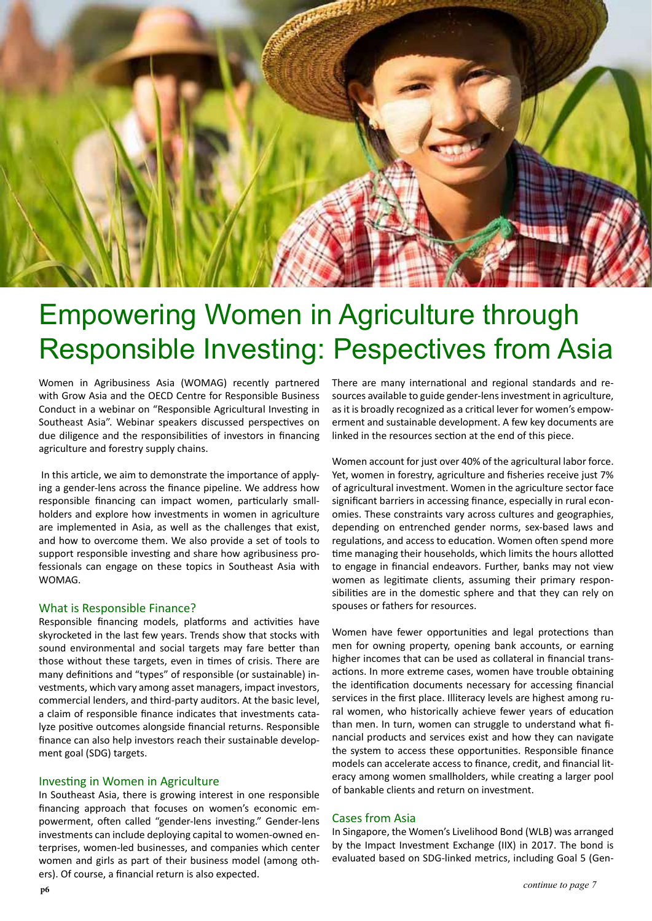# Empowering Women in Agriculture through Responsible Investing: Pespectives from Asia

Women in Agribusiness Asia (WOMAG) recently partnered with Grow Asia and the OECD Centre for Responsible Business Conduct in a webinar on "Responsible Agricultural Investing in Southeast Asia". Webinar speakers discussed perspectives on due diligence and the responsibilities of investors in financing agriculture and forestry supply chains.

In this article, we aim to demonstrate the importance of applying a gender-lens across the finance pipeline. We address how responsible financing can impact women, particularly smallholders and explore how investments in women in agriculture are implemented in Asia, as well as the challenges that exist, and how to overcome them. We also provide a set of tools to support responsible investing and share how agribusiness professionals can engage on these topics in Southeast Asia with WOMAG.

## What is Responsible Finance?

Responsible financing models, platforms and activities have skyrocketed in the last few years. Trends show that stocks with sound environmental and social targets may fare better than those without these targets, even in times of crisis. There are many definitions and "types" of responsible (or sustainable) investments, which vary among asset managers, impact investors, commercial lenders, and third-party auditors. At the basic level, a claim of responsible finance indicates that investments catalyze positive outcomes alongside financial returns. Responsible finance can also help investors reach their sustainable development goal (SDG) targets.

## Investing in Women in Agriculture

In Southeast Asia, there is growing interest in one responsible financing approach that focuses on women's economic empowerment, often called "gender-lens investing." Gender-lens investments can include deploying capital to women-owned enterprises, women-led businesses, and companies which center women and girls as part of their business model (among others). Of course, a financial return is also expected.

There are many international and regional standards and resources available to guide gender-lens investment in agriculture, as it is broadly recognized as a critical lever for women's empowerment and sustainable development. A few key documents are linked in the resources section at the end of this piece.

Women account for just over 40% of the agricultural labor force. Yet, women in forestry, agriculture and fisheries receive just 7% of agricultural investment. Women in the agriculture sector face significant barriers in accessing finance, especially in rural economies. These constraints vary across cultures and geographies, depending on entrenched gender norms, sex-based laws and regulations, and access to education. Women often spend more time managing their households, which limits the hours allotted to engage in financial endeavors. Further, banks may not view women as legitimate clients, assuming their primary responsibilities are in the domestic sphere and that they can rely on spouses or fathers for resources.

Women have fewer opportunities and legal protections than men for owning property, opening bank accounts, or earning higher incomes that can be used as collateral in financial transactions. In more extreme cases, women have trouble obtaining the identification documents necessary for accessing financial services in the first place. Illiteracy levels are highest among rural women, who historically achieve fewer years of education than men. In turn, women can struggle to understand what financial products and services exist and how they can navigate the system to access these opportunities. Responsible finance models can accelerate access to finance, credit, and financial literacy among women smallholders, while creating a larger pool of bankable clients and return on investment.

## Cases from Asia

In Singapore, the Women's Livelihood Bond (WLB) was arranged by the Impact Investment Exchange (IIX) in 2017. The bond is evaluated based on SDG-linked metrics, including Goal 5 (Gen-

*continue to page 7*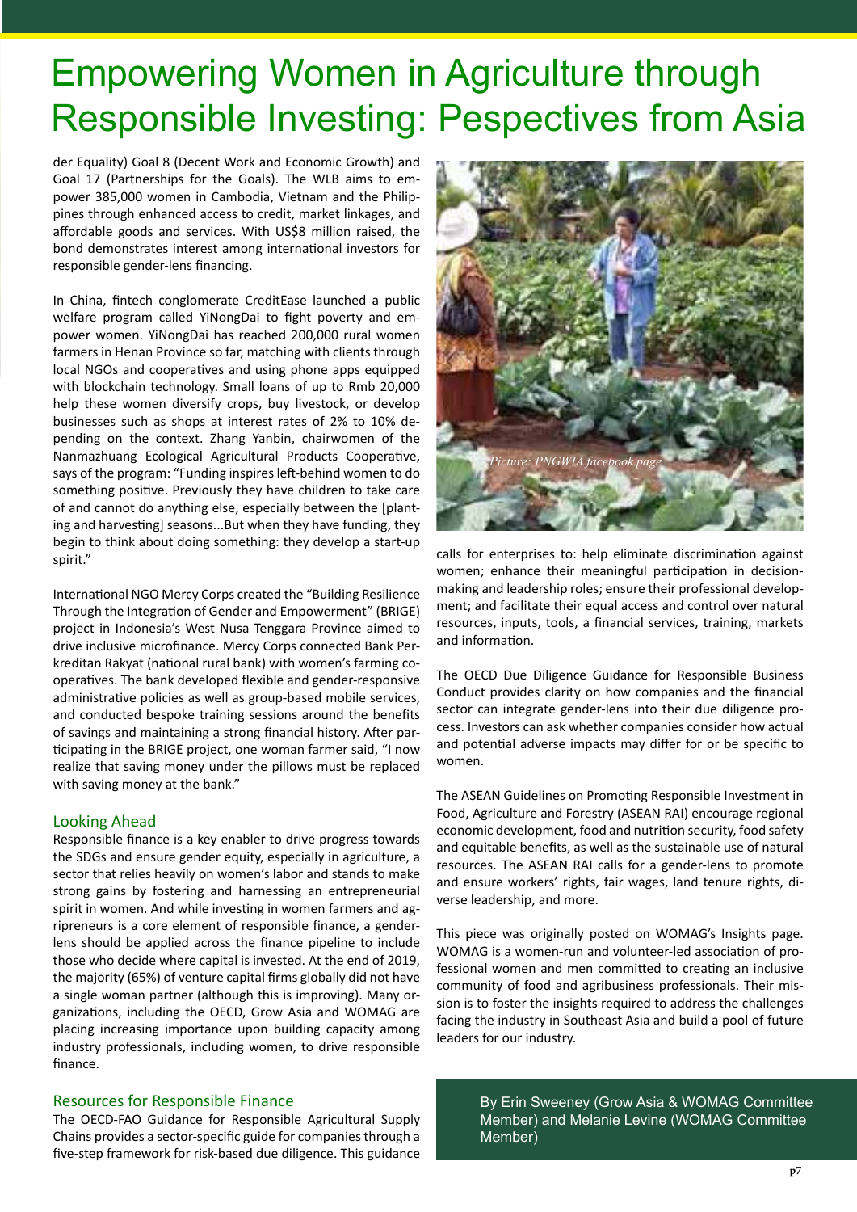# Empowering Women in Agriculture through Responsible Investing: Pespectives from Asia

der Equality) Goal 8 (Decent Work and Economic Growth) and Goal 17 (Partnerships for the Goals). The WLB aims to empower 385,000 women in Cambodia, Vietnam and the Philippines through enhanced access to credit, market linkages, and affordable goods and services. With US$8 million raised, the bond demonstrates interest among international investors for responsible gender-lens financing.

In China, fintech conglomerate CreditEase launched a public welfare program called YiNongDai to fight poverty and empower women. YiNongDai has reached 200,000 rural women farmers in Henan Province so far, matching with clients through local NGOs and cooperatives and using phone apps equipped with blockchain technology. Small loans of up to Rmb 20,000 help these women diversify crops, buy livestock, or develop businesses such as shops at interest rates of 2% to 10% depending on the context. Zhang Yanbin, chairwomen of the Nanmazhuang Ecological Agricultural Products Cooperative, says of the program: "Funding inspires left-behind women to do something positive. Previously they have children to take care of and cannot do anything else, especially between the [planting and harvesting] seasons...But when they have funding, they begin to think about doing something: they develop a start-up spirit."

International NGO Mercy Corps created the "Building Resilience Through the Integration of Gender and Empowerment" (BRIGE) project in Indonesia's West Nusa Tenggara Province aimed to drive inclusive microfinance. Mercy Corps connected Bank Perkreditan Rakyat (national rural bank) with women's farming cooperatives. The bank developed flexible and gender-responsive administrative policies as well as group-based mobile services, and conducted bespoke training sessions around the benefits of savings and maintaining a strong financial history. After participating in the BRIGE project, one woman farmer said, "I now realize that saving money under the pillows must be replaced with saving money at the bank."

## Looking Ahead

Responsible finance is a key enabler to drive progress towards the SDGs and ensure gender equity, especially in agriculture, a sector that relies heavily on women's labor and stands to make strong gains by fostering and harnessing an entrepreneurial spirit in women. And while investing in women farmers and agripreneurs is a core element of responsible finance, a gender-lens should be applied across the finance pipeline to include those who decide where capital is invested. At the end of 2019, the majority (65%) of venture capital firms globally did not have a single woman partner (although this is improving). Many organizations, including the OECD, Grow Asia and WOMAG are placing increasing importance upon building capacity among industry professionals, including women, to drive responsible finance.

## Resources for Responsible Finance

The OECD-FAO Guidance for Responsible Agricultural Supply Chains provides a sector-specific guide for companies through a five-step framework for risk-based due diligence. This guidance

*Picture: PNGWIA facebook page*

calls for enterprises to: help eliminate discrimination against women; enhance their meaningful participation in decision-making and leadership roles; ensure their professional development; and facilitate their equal access and control over natural resources, inputs, tools, a financial services, training, markets and information.

The OECD Due Diligence Guidance for Responsible Business Conduct provides clarity on how companies and the financial sector can integrate gender-lens into their due diligence process. Investors can ask whether companies consider how actual and potential adverse impacts may differ for or be specific to women.

The ASEAN Guidelines on Promoting Responsible Investment in Food, Agriculture and Forestry (ASEAN RAI) encourage regional economic development, food and nutrition security, food safety and equitable benefits, as well as the sustainable use of natural resources. The ASEAN RAI calls for a gender-lens to promote and ensure workers' rights, fair wages, land tenure rights, diverse leadership, and more.

This piece was originally posted on WOMAG's Insights page. WOMAG is a women-run and volunteer-led association of professional women and men committed to creating an inclusive community of food and agribusiness professionals. Their mission is to foster the insights required to address the challenges facing the industry in Southeast Asia and build a pool of future leaders for our industry.

By Erin Sweeney (Grow Asia & WOMAG Committee Member) and Melanie Levine (WOMAG Committee Member)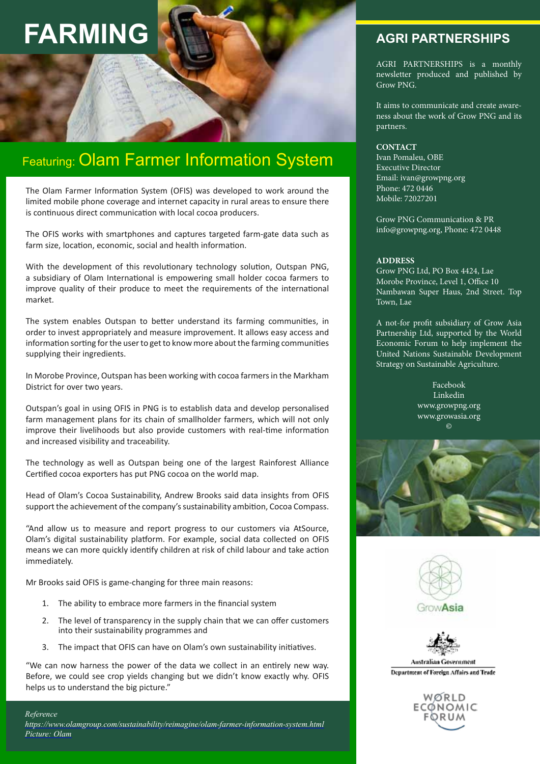# FARMING

## Featuring: Olam Farmer Information System

The Olam Farmer Information System (OFIS) was developed to work around the limited mobile phone coverage and internet capacity in rural areas to ensure there is continuous direct communication with local cocoa producers.

The OFIS works with smartphones and captures targeted farm-gate data such as farm size, location, economic, social and health information.

With the development of this revolutionary technology solution, Outspan PNG, a subsidiary of Olam International is empowering small holder cocoa farmers to improve quality of their produce to meet the requirements of the international market.

The system enables Outspan to better understand its farming communities, in order to invest appropriately and measure improvement. It allows easy access and information sorting for the user to get to know more about the farming communities supplying their ingredients.

In Morobe Province, Outspan has been working with cocoa farmers in the Markham District for over two years.

Outspan's goal in using OFIS in PNG is to establish data and develop personalised farm management plans for its chain of smallholder farmers, which will not only improve their livelihoods but also provide customers with real-time information and increased visibility and traceability.

The technology as well as Outspan being one of the largest Rainforest Alliance Certified cocoa exporters has put PNG cocoa on the world map.

Head of Olam's Cocoa Sustainability, Andrew Brooks said data insights from OFIS support the achievement of the company's sustainability ambition, Cocoa Compass.

"And allow us to measure and report progress to our customers via AtSource, Olam's digital sustainability platform. For example, social data collected on OFIS means we can more quickly identify children at risk of child labour and take action immediately.

Mr Brooks said OFIS is game-changing for three main reasons:

1. The ability to embrace more farmers in the financial system
2. The level of transparency in the supply chain that we can offer customers into their sustainability programmes and
3. The impact that OFIS can have on Olam's own sustainability initiatives.

"We can now harness the power of the data we collect in an entirely new way. Before, we could see crop yields changing but we didn't know exactly why. OFIS helps us to understand the big picture."

*Reference*
*https://www.olamgroup.com/sustainability/reimagine/olam-farmer-information-system.html*
*Picture: Olam*

## AGRI PARTNERSHIPS

AGRI PARTNERSHIPS is a monthly newsletter produced and published by Grow PNG.

It aims to communicate and create awareness about the work of Grow PNG and its partners.

**CONTACT**
Ivan Pomaleu, OBE
Executive Director
Email: ivan@growpng.org
Phone: 472 0446
Mobile: 72027201

Grow PNG Communication & PR
info@growpng.org, Phone: 472 0448

**ADDRESS**
Grow PNG Ltd, PO Box 4424, Lae
Morobe Province, Level 1, Office 10
Nambawan Super Haus, 2nd Street. Top Town, Lae

A not-for profit subsidiary of Grow Asia Partnership Ltd, supported by the World Economic Forum to help implement the United Nations Sustainable Development Strategy on Sustainable Agriculture.

Facebook
Linkedin
www.growpng.org
www.growasia.org
©

GrowAsia

Australian Government
Department of Foreign Affairs and Trade

WORLD ECONOMIC FORUM